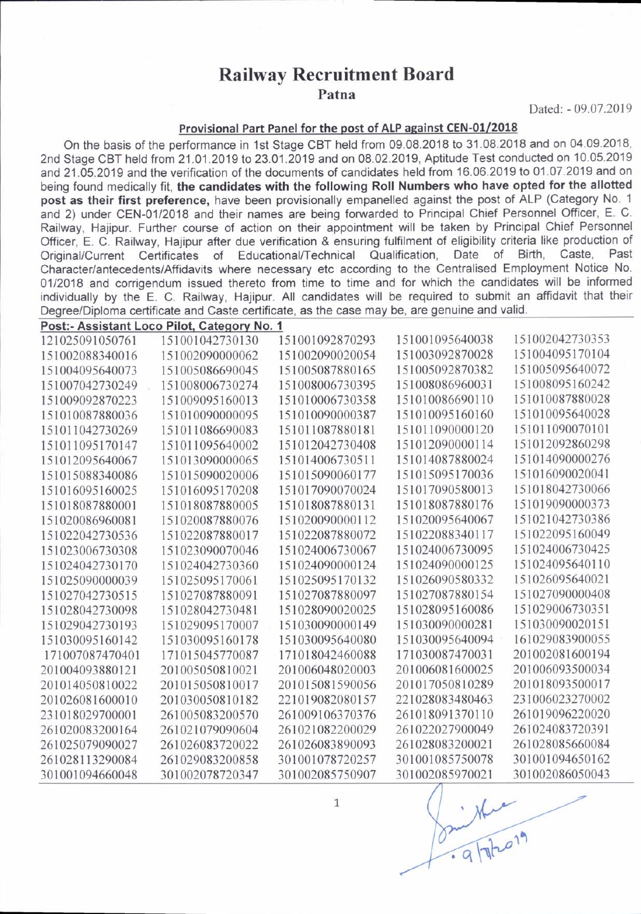# Railway Recruitment Board

## Patna

Dated: - 09.07.2019

### Provisional Part Panel for the post of ALP against CEN-01/2018

On the basis of the performance in 1st Stage CBT held from 09.08.2018 to 31.08.2018 and on 04.09.2018, 2nd Stage CBT held from 21.01.2019 to 23.01.2019 and on 08.02.2019, Aptitude Test conducted on 10.05.2019 and 21.05.2019 and the verification of the documents of candidates held from 16.06.2019 to 01.07.2019 and on being found medically fit, **the candidates with the following Roll Numbers who have opted for the allotted post as their first preference,** have been provisionally empanelled against the post of ALP (Category No. 1 and 2) under CEN-01/2018 and their names are being forwarded to Principal Chief Personnel Officer, E. C. Railway, Hajipur. Further course of action on their appointment will be taken by Principal Chief Personnel Officer, E. C. Railway, Hajipur after due verification & ensuring fulfilment of eligibility criteria like production of Original/Current Certificates of Educational/Technical Qualification, Date of Birth, Caste, Past Character/antecedents/Affidavits where necessary etc according to the Centralised Employment Notice No. 01/2018 and corrigendum issued thereto from time to time and for which the candidates will be informed individually by the E. C. Railway, Hajipur. All candidates will be required to submit an affidavit that their Degree/Diploma certificate and Caste certificate, as the case may be, are genuine and valid.

**Post:- Assistant Loco Pilot, Category No. 1**

| | | | | |
|---|---|---|---|---|
| 121025091050761 | 151001042730130 | 151001092870293 | 151001095640038 | 151002042730353 |
| 151002088340016 | 151002090000062 | 151002090020054 | 151003092870028 | 151004095170104 |
| 151004095640073 | 151005086690045 | 151005087880165 | 151005092870382 | 151005095640072 |
| 151007042730249 | 151008006730274 | 151008006730395 | 151008086960031 | 151008095160242 |
| 151009092870223 | 151009095160013 | 151010006730358 | 151010086690110 | 151010087880028 |
| 151010087880036 | 151010090000095 | 151010090000387 | 151010095160160 | 151010095640028 |
| 151011042730269 | 151011086690083 | 151011087880181 | 151011090000120 | 151011090070101 |
| 151011095170147 | 151011095640002 | 151012042730408 | 151012090000114 | 151012092860298 |
| 151012095640067 | 151013090000065 | 151014006730511 | 151014087880024 | 151014090000276 |
| 151015088340086 | 151015090020006 | 151015090060177 | 151015095170036 | 151016090020041 |
| 151016095160025 | 151016095170208 | 151017090070024 | 151017090580013 | 151018042730066 |
| 151018087880001 | 151018087880005 | 151018087880131 | 151018087880176 | 151019090000373 |
| 151020086960081 | 151020087880076 | 151020090000112 | 151020095640067 | 151021042730386 |
| 151022042730536 | 151022087880017 | 151022087880072 | 151022088340117 | 151022095160049 |
| 151023006730308 | 151023090070046 | 151024006730067 | 151024006730095 | 151024006730425 |
| 151024042730170 | 151024042730360 | 151024090000124 | 151024090000125 | 151024095640110 |
| 151025090000039 | 151025095170061 | 151025095170132 | 151026090580332 | 151026095640021 |
| 151027042730515 | 151027087880091 | 151027087880097 | 151027087880154 | 151027090000408 |
| 151028042730098 | 151028042730481 | 151028090020025 | 151028095160086 | 151029006730351 |
| 151029042730193 | 151029095170007 | 151030090000149 | 151030090000281 | 151030090020151 |
| 151030095160142 | 151030095160178 | 151030095640080 | 151030095640094 | 161029083900055 |
| 171007087470401 | 171015045770087 | 171018042460088 | 171030087470031 | 201002081600194 |
| 201004093880121 | 201005050810021 | 201006048020003 | 201006081600025 | 201006093500034 |
| 201014050810022 | 201015050810017 | 201015081590056 | 201017050810289 | 201018093500017 |
| 201026081600010 | 201030050810182 | 221019082080157 | 221028083480463 | 231006023270002 |
| 231018029700001 | 261005083200570 | 261009106370376 | 261018091370110 | 261019096220020 |
| 261020083200164 | 261021079090604 | 261021082200029 | 261022027900049 | 261024083720391 |
| 261025079090027 | 261026083720022 | 261026083890093 | 261028083200021 | 261028085660084 |
| 261028113290084 | 261029083200858 | 301001078720257 | 301001085750078 | 301001094650162 |
| 301001094660048 | 301002078720347 | 301002085750907 | 301002085970021 | 301002086050043 |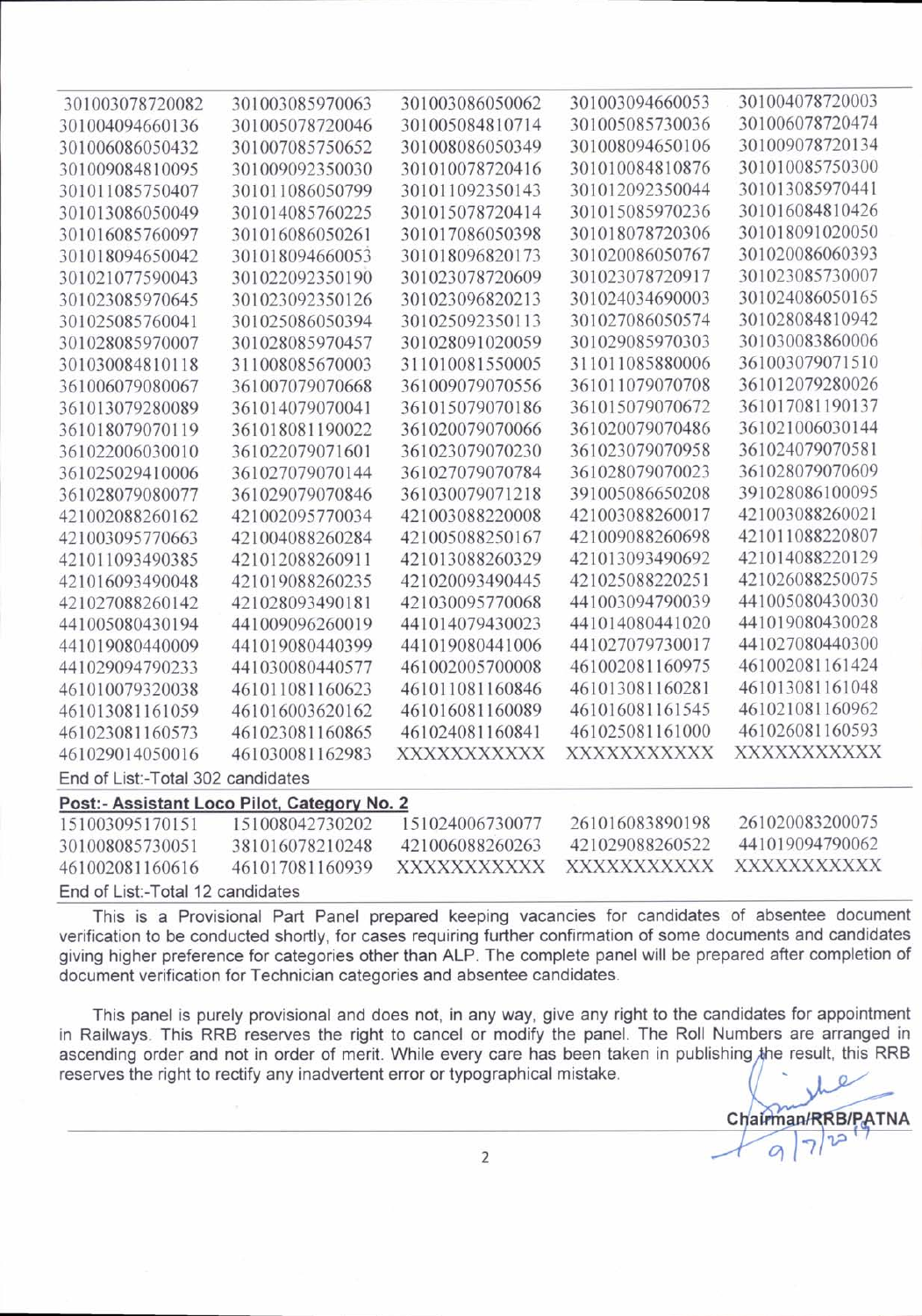| | | | | |
|---|---|---|---|---|
| 301003078720082 | 301003085970063 | 301003086050062 | 301003094660053 | 301004078720003 |
| 301004094660136 | 301005078720046 | 301005084810714 | 301005085730036 | 301006078720474 |
| 301006086050432 | 301007085750652 | 301008086050349 | 301008094650106 | 301009078720134 |
| 301009084810095 | 301009092350030 | 301010078720416 | 301010084810876 | 301010085750300 |
| 301011085750407 | 301011086050799 | 301011092350143 | 301012092350044 | 301013085970441 |
| 301013086050049 | 301014085760225 | 301015078720414 | 301015085970236 | 301016084810426 |
| 301016085760097 | 301016086050261 | 301017086050398 | 301018078720306 | 301018091020050 |
| 301018094650042 | 301018094660053 | 301018096820173 | 301020086050767 | 301020086060393 |
| 301021077590043 | 301022092350190 | 301023078720609 | 301023078720917 | 301023085730007 |
| 301023085970645 | 301023092350126 | 301023096820213 | 301024034690003 | 301024086050165 |
| 301025085760041 | 301025086050394 | 301025092350113 | 301027086050574 | 301028084810942 |
| 301028085970007 | 301028085970457 | 301028091020059 | 301029085970303 | 301030083860006 |
| 301030084810118 | 311008085670003 | 311010081550005 | 311011085880006 | 361003079071510 |
| 361006079080067 | 361007079070668 | 361009079070556 | 361011079070708 | 361012079280026 |
| 361013079280089 | 361014079070041 | 361015079070186 | 361015079070672 | 361017081190137 |
| 361018079070119 | 361018081190022 | 361020079070066 | 361020079070486 | 361021006030144 |
| 361022006030010 | 361022079071601 | 361023079070230 | 361023079070958 | 361024079070581 |
| 361025029410006 | 361027079070144 | 361027079070784 | 361028079070023 | 361028079070609 |
| 361028079080077 | 361029079070846 | 361030079071218 | 391005086650208 | 391028086100095 |
| 421002088260162 | 421002095770034 | 421003088220008 | 421003088260017 | 421003088260021 |
| 421003095770663 | 421004088260284 | 421005088250167 | 421009088260698 | 421011088220807 |
| 421011093490385 | 421012088260911 | 421013088260329 | 421013093490692 | 421014088220129 |
| 421016093490048 | 421019088260235 | 421020093490445 | 421025088220251 | 421026088250075 |
| 421027088260142 | 421028093490181 | 421030095770068 | 441003094790039 | 441005080430030 |
| 441005080430194 | 441009096260019 | 441014079430023 | 441014080441020 | 441019080430028 |
| 441019080440009 | 441019080440399 | 441019080441006 | 441027079730017 | 441027080440300 |
| 441029094790233 | 441030080440577 | 461002005700008 | 461002081160975 | 461002081161424 |
| 461010079320038 | 461011081160623 | 461011081160846 | 461013081160281 | 461013081161048 |
| 461013081161059 | 461016003620162 | 461016081160089 | 461016081161545 | 461021081160962 |
| 461023081160573 | 461023081160865 | 461024081160841 | 461025081161000 | 461026081160593 |
| 461029014050016 | 461030081162983 | XXXXXXXXXXX | XXXXXXXXXXX | XXXXXXXXXXX |

End of List:-Total 302 candidates

**Post:- Assistant Loco Pilot, Category No. 2**

| | | | | |
|---|---|---|---|---|
| 151003095170151 | 151008042730202 | 151024006730077 | 261016083890198 | 261020083200075 |
| 301008085730051 | 381016078210248 | 421006088260263 | 421029088260522 | 441019094790062 |
| 461002081160616 | 461017081160939 | XXXXXXXXXXX | XXXXXXXXXXX | XXXXXXXXXXX |

End of List:-Total 12 candidates

This is a Provisional Part Panel prepared keeping vacancies for candidates of absentee document verification to be conducted shortly, for cases requiring further confirmation of some documents and candidates giving higher preference for categories other than ALP. The complete panel will be prepared after completion of document verification for Technician categories and absentee candidates.

This panel is purely provisional and does not, in any way, give any right to the candidates for appointment in Railways. This RRB reserves the right to cancel or modify the panel. The Roll Numbers are arranged in ascending order and not in order of merit. While every care has been taken in publishing the result, this RRB reserves the right to rectify any inadvertent error or typographical mistake.

Chairman/RRB/PATNA

9/7/2019